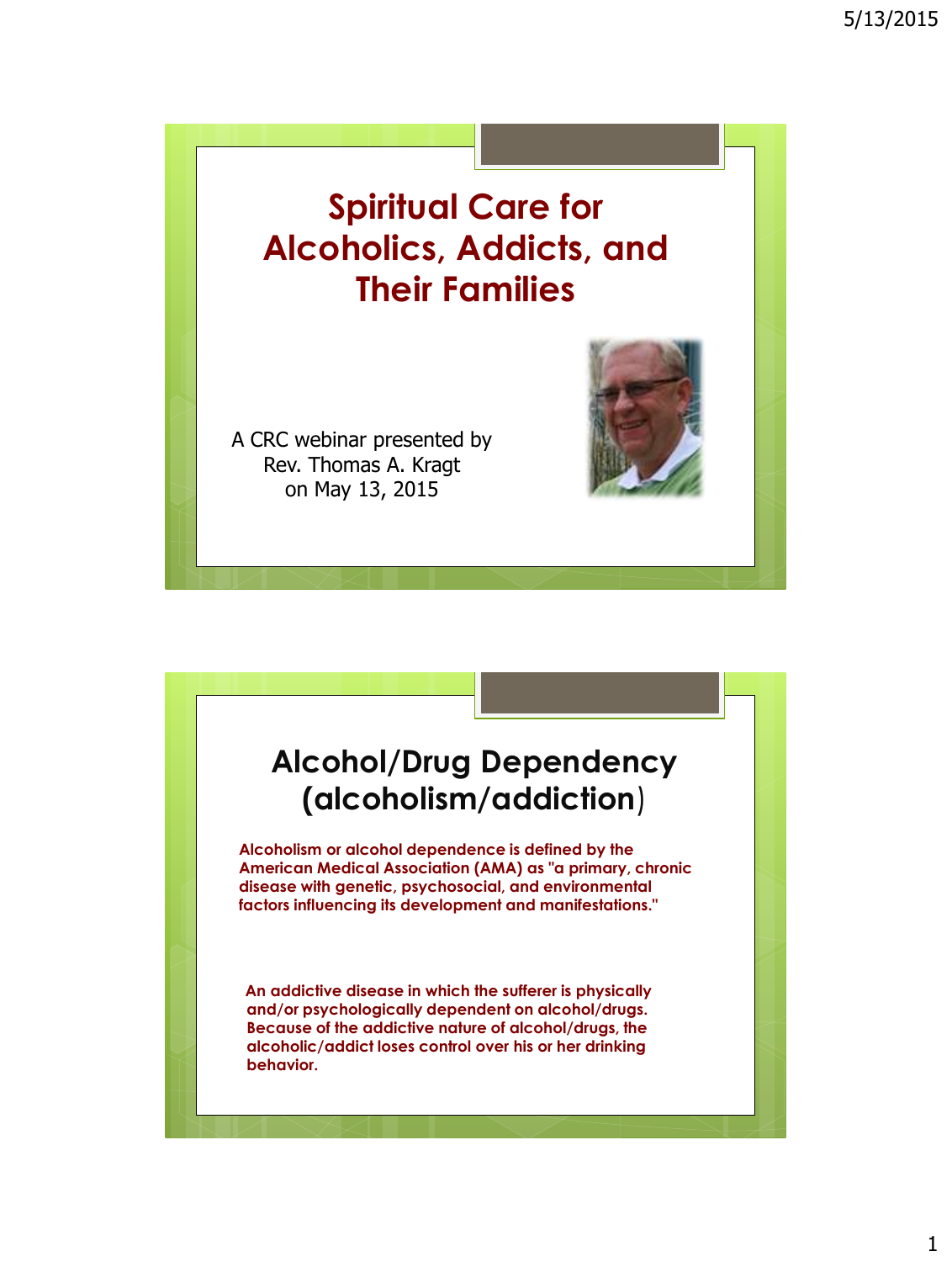# Spiritual Care for Alcoholics, Addicts, and Their Families

A CRC webinar presented by
Rev. Thomas A. Kragt
on May 13, 2015

## Alcohol/Drug Dependency (alcoholism/addiction)

**Alcoholism or alcohol dependence is defined by the American Medical Association (AMA) as "a primary, chronic disease with genetic, psychosocial, and environmental factors influencing its development and manifestations."**

**An addictive disease in which the sufferer is physically and/or psychologically dependent on alcohol/drugs. Because of the addictive nature of alcohol/drugs, the alcoholic/addict loses control over his or her drinking behavior.**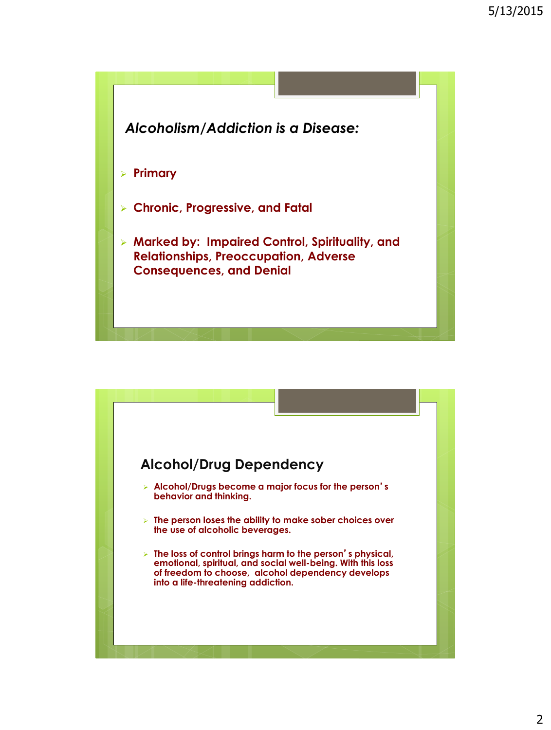## *Alcoholism/Addiction is a Disease:*

- **Primary**
- **Chronic, Progressive, and Fatal**
- **Marked by: Impaired Control, Spirituality, and Relationships, Preoccupation, Adverse Consequences, and Denial**

## Alcohol/Drug Dependency

- **Alcohol/Drugs become a major focus for the person's behavior and thinking.**
- **The person loses the ability to make sober choices over the use of alcoholic beverages.**
- **The loss of control brings harm to the person's physical, emotional, spiritual, and social well-being. With this loss of freedom to choose, alcohol dependency develops into a life-threatening addiction.**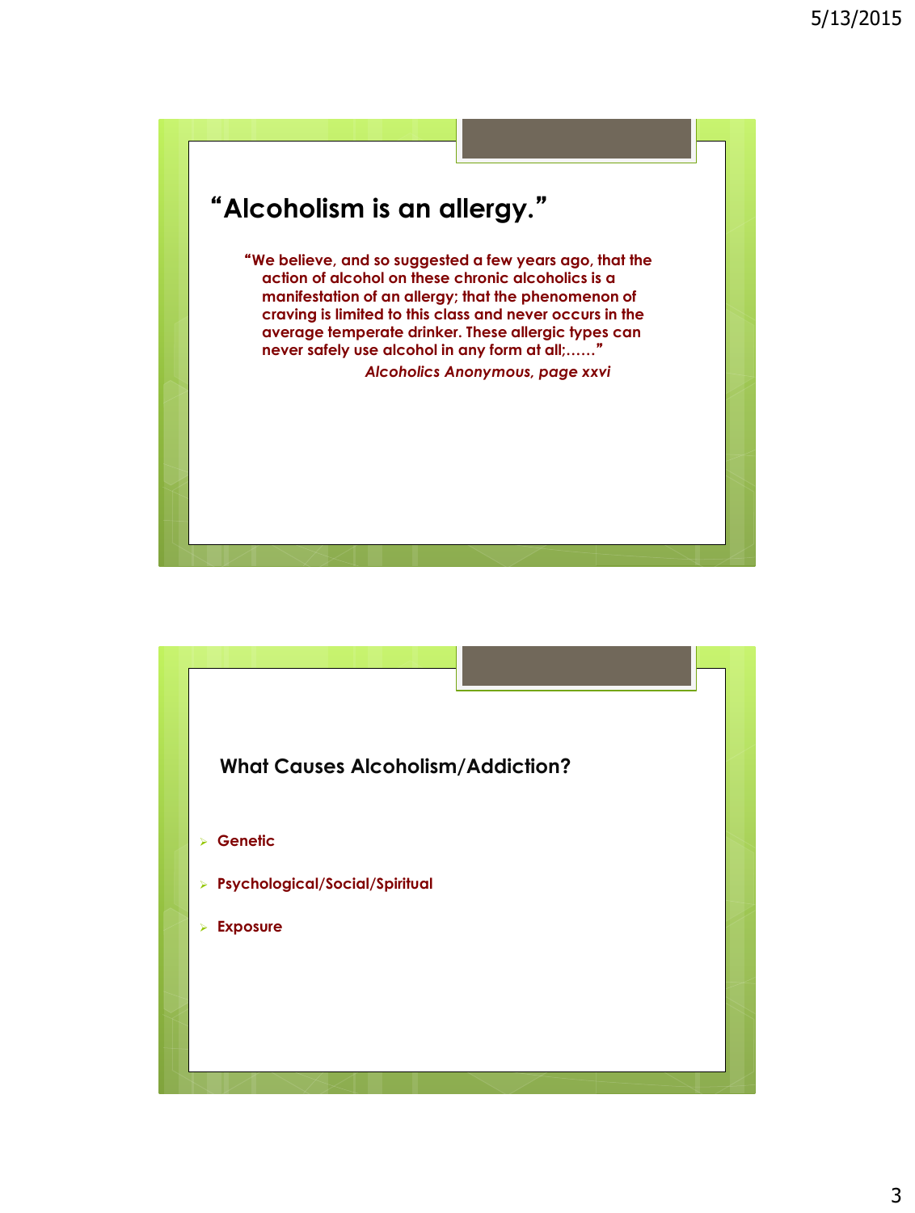## "Alcoholism is an allergy."

> **"We believe, and so suggested a few years ago, that the action of alcohol on these chronic alcoholics is a manifestation of an allergy; that the phenomenon of craving is limited to this class and never occurs in the average temperate drinker. These allergic types can never safely use alcohol in any form at all;……"**
>
> ***Alcoholics Anonymous, page xxvi***

## What Causes Alcoholism/Addiction?

- **Genetic**
- **Psychological/Social/Spiritual**
- **Exposure**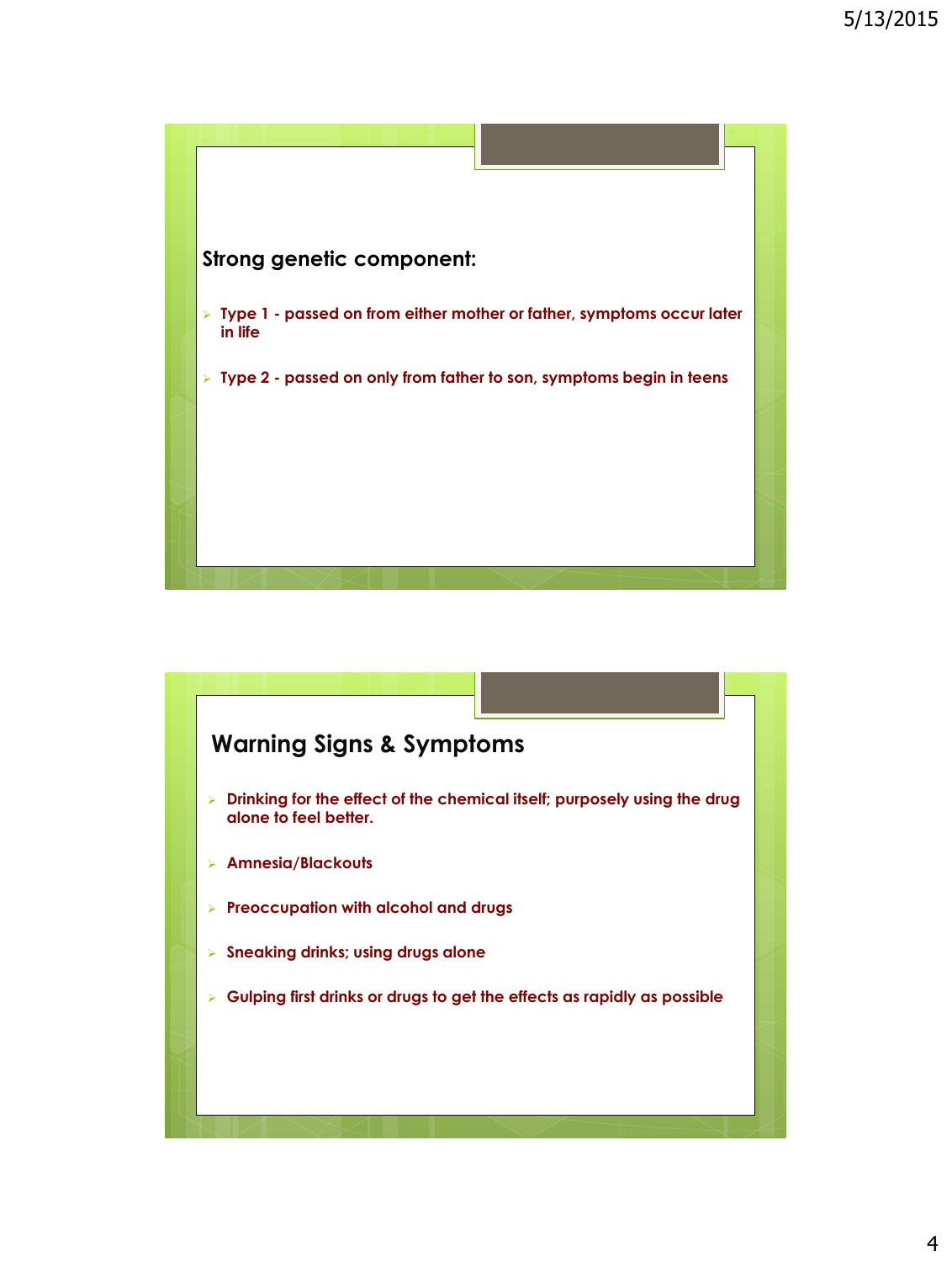**Strong genetic component:**

- **Type 1 - passed on from either mother or father, symptoms occur later in life**
- **Type 2 - passed on only from father to son, symptoms begin in teens**

## Warning Signs & Symptoms

- **Drinking for the effect of the chemical itself; purposely using the drug alone to feel better.**
- **Amnesia/Blackouts**
- **Preoccupation with alcohol and drugs**
- **Sneaking drinks; using drugs alone**
- **Gulping first drinks or drugs to get the effects as rapidly as possible**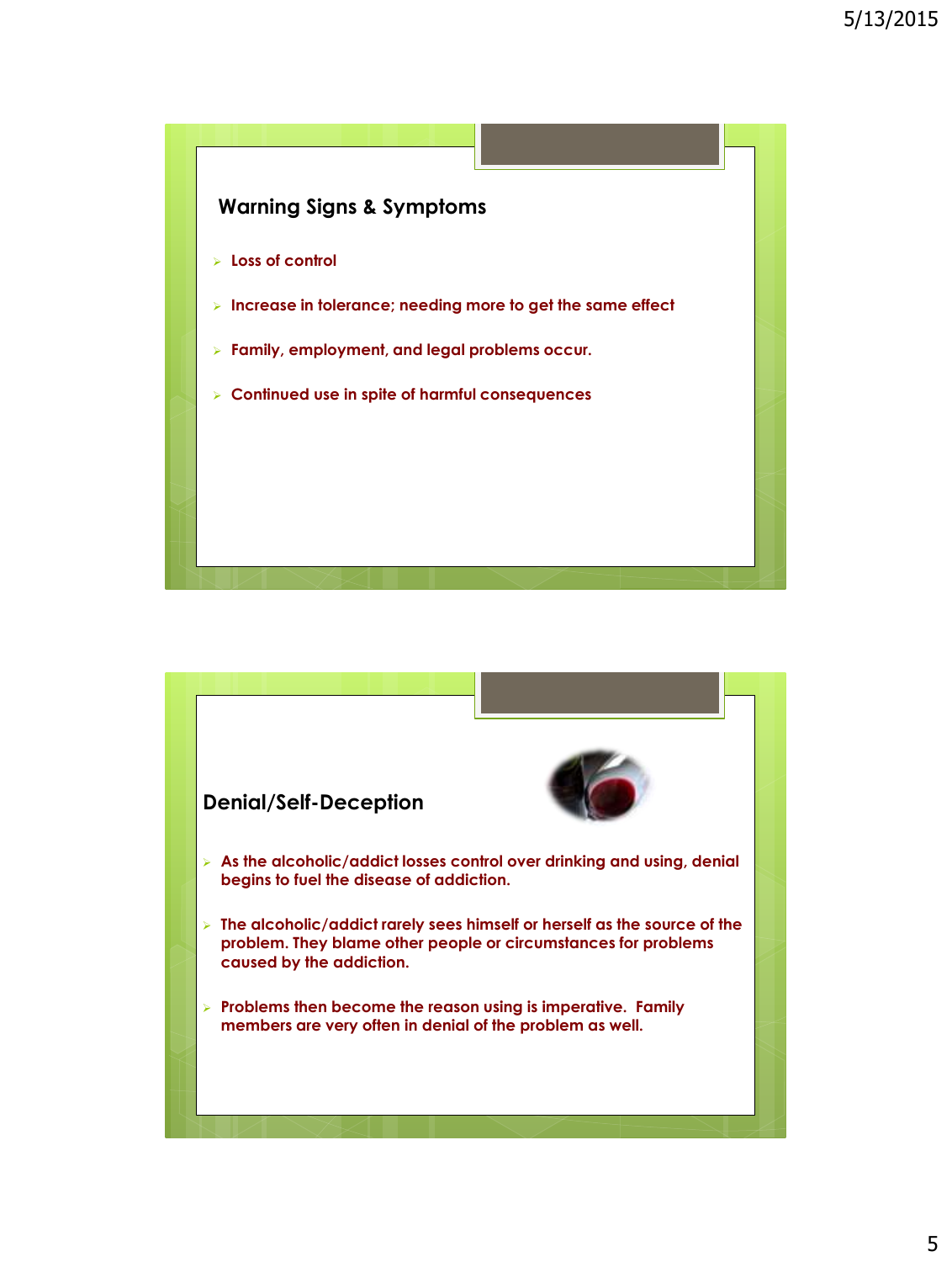## Warning Signs & Symptoms

- Loss of control
- Increase in tolerance; needing more to get the same effect
- Family, employment, and legal problems occur.
- Continued use in spite of harmful consequences

## Denial/Self-Deception

- As the alcoholic/addict losses control over drinking and using, denial begins to fuel the disease of addiction.
- The alcoholic/addict rarely sees himself or herself as the source of the problem. They blame other people or circumstances for problems caused by the addiction.
- Problems then become the reason using is imperative. Family members are very often in denial of the problem as well.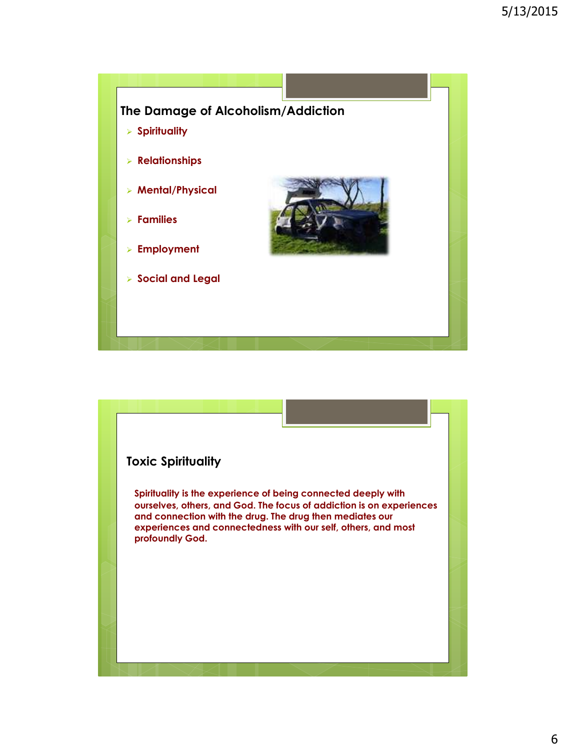## The Damage of Alcoholism/Addiction

- Spirituality
- Relationships
- Mental/Physical
- Families
- Employment
- Social and Legal

## Toxic Spirituality

Spirituality is the experience of being connected deeply with ourselves, others, and God. The focus of addiction is on experiences and connection with the drug. The drug then mediates our experiences and connectedness with our self, others, and most profoundly God.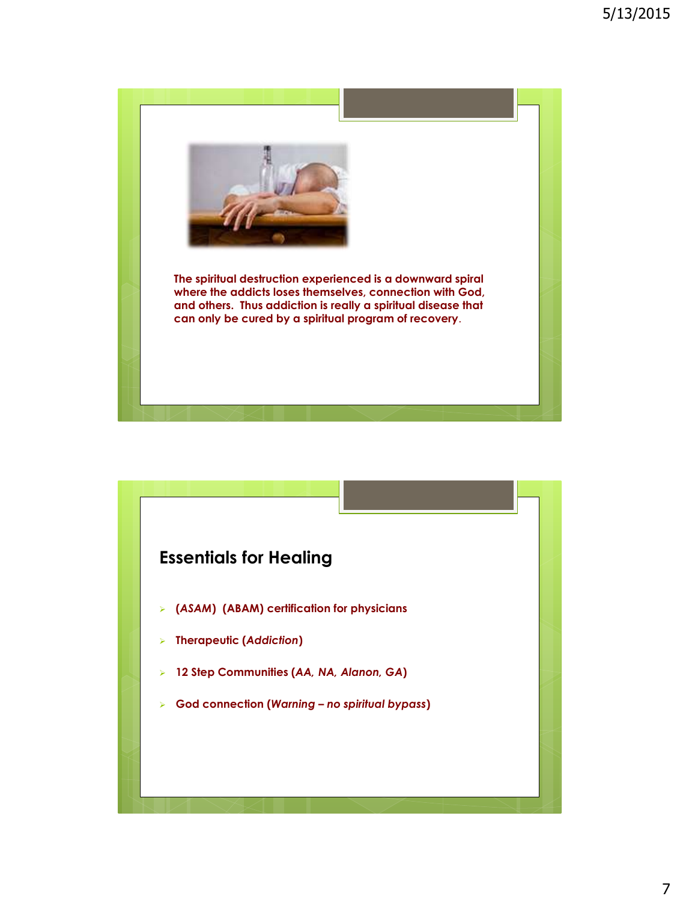**The spiritual destruction experienced is a downward spiral where the addicts loses themselves, connection with God, and others. Thus addiction is really a spiritual disease that can only be cured by a spiritual program of recovery**.

## Essentials for Healing

- **(*ASAM*) (ABAM) certification for physicians**
- **Therapeutic (*Addiction*)**
- **12 Step Communities (*AA, NA, Alanon, GA*)**
- **God connection (*Warning – no spiritual bypass*)**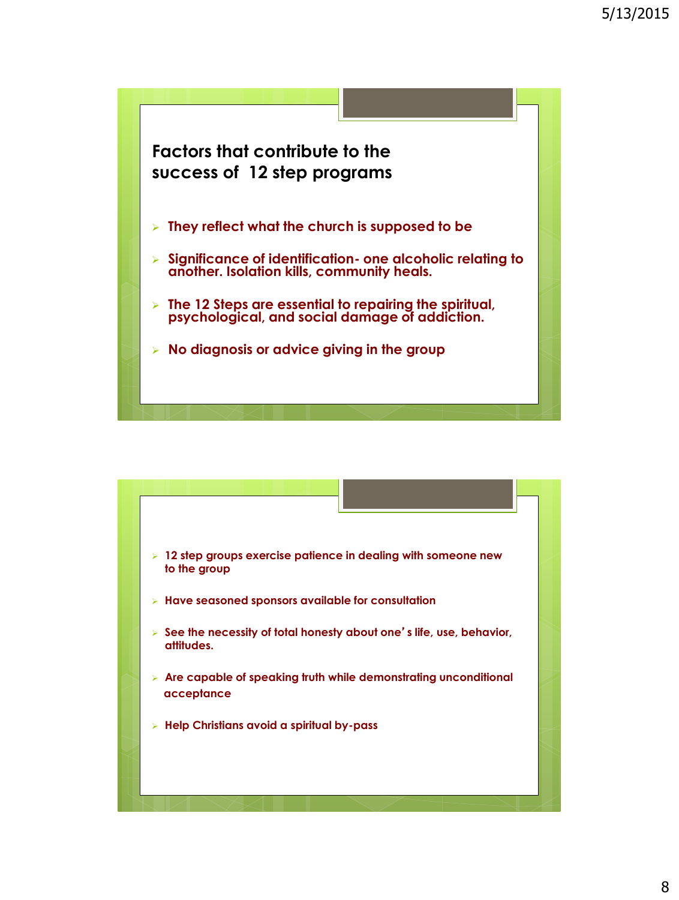## Factors that contribute to the success of 12 step programs

- They reflect what the church is supposed to be
- Significance of identification- one alcoholic relating to another. Isolation kills, community heals.
- The 12 Steps are essential to repairing the spiritual, psychological, and social damage of addiction.
- No diagnosis or advice giving in the group

---

- 12 step groups exercise patience in dealing with someone new to the group
- Have seasoned sponsors available for consultation
- See the necessity of total honesty about one's life, use, behavior, attitudes.
- Are capable of speaking truth while demonstrating unconditional acceptance
- Help Christians avoid a spiritual by-pass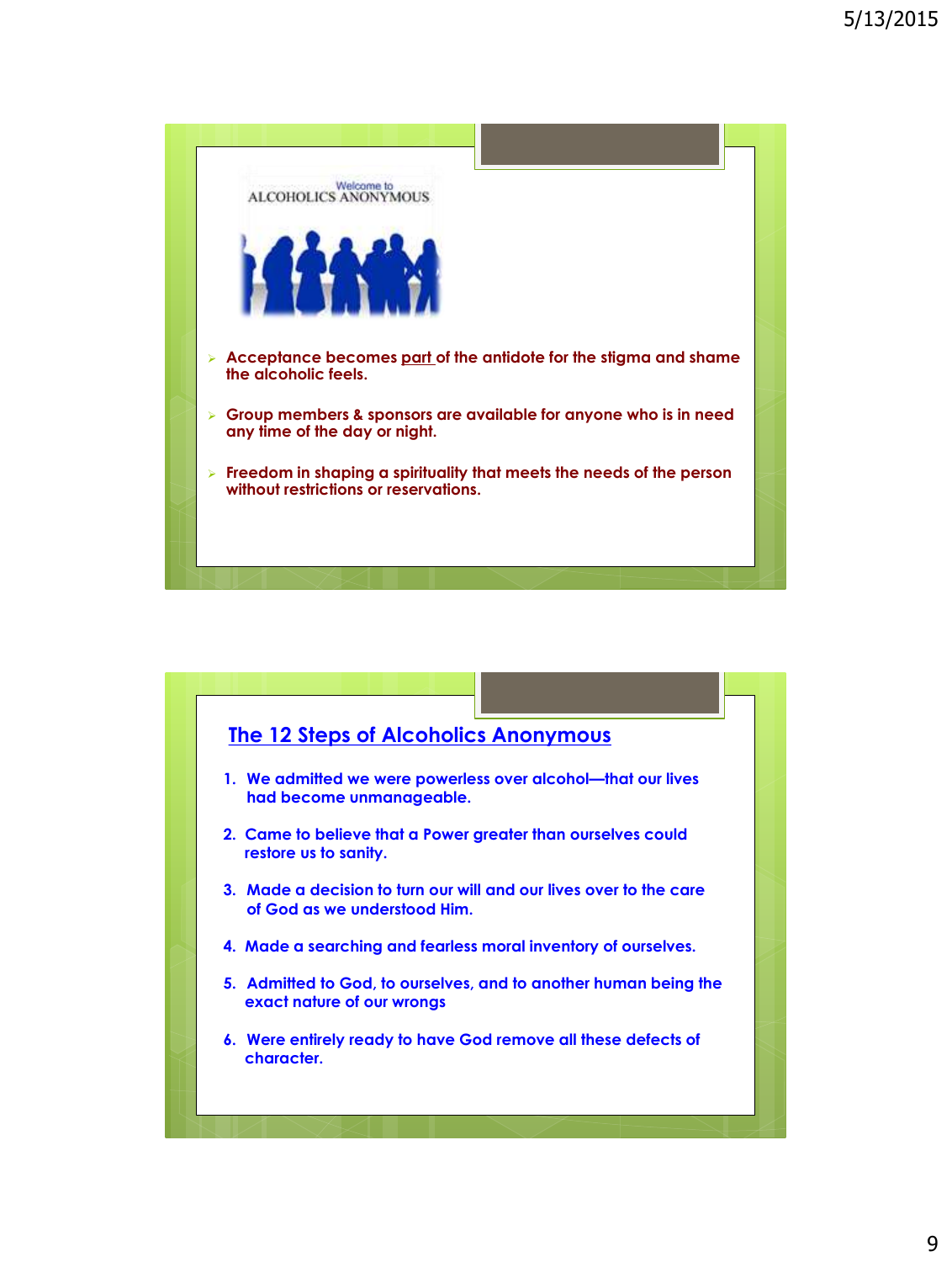Welcome to
ALCOHOLICS ANONYMOUS

- Acceptance becomes part of the antidote for the stigma and shame the alcoholic feels.
- Group members & sponsors are available for anyone who is in need any time of the day or night.
- Freedom in shaping a spirituality that meets the needs of the person without restrictions or reservations.

## The 12 Steps of Alcoholics Anonymous

1. We admitted we were powerless over alcohol—that our lives had become unmanageable.
2. Came to believe that a Power greater than ourselves could restore us to sanity.
3. Made a decision to turn our will and our lives over to the care of God as we understood Him.
4. Made a searching and fearless moral inventory of ourselves.
5. Admitted to God, to ourselves, and to another human being the exact nature of our wrongs
6. Were entirely ready to have God remove all these defects of character.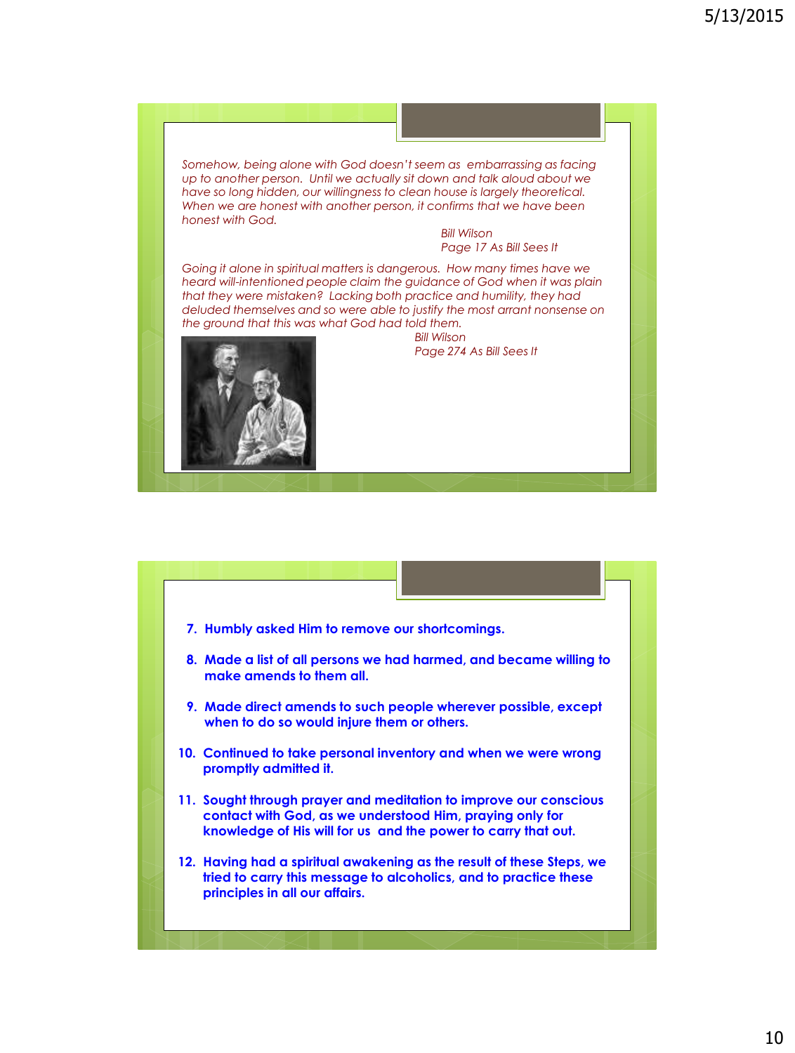*Somehow, being alone with God doesn't seem as embarrassing as facing up to another person. Until we actually sit down and talk aloud about we have so long hidden, our willingness to clean house is largely theoretical. When we are honest with another person, it confirms that we have been honest with God.*

*Bill Wilson*
*Page 17 As Bill Sees It*

*Going it alone in spiritual matters is dangerous. How many times have we heard will-intentioned people claim the guidance of God when it was plain that they were mistaken? Lacking both practice and humility, they had deluded themselves and so were able to justify the most arrant nonsense on the ground that this was what God had told them.*

*Bill Wilson*
*Page 274 As Bill Sees It*

7. **Humbly asked Him to remove our shortcomings.**
8. **Made a list of all persons we had harmed, and became willing to make amends to them all.**
9. **Made direct amends to such people wherever possible, except when to do so would injure them or others.**
10. **Continued to take personal inventory and when we were wrong promptly admitted it.**
11. **Sought through prayer and meditation to improve our conscious contact with God, as we understood Him, praying only for knowledge of His will for us and the power to carry that out.**
12. **Having had a spiritual awakening as the result of these Steps, we tried to carry this message to alcoholics, and to practice these principles in all our affairs.**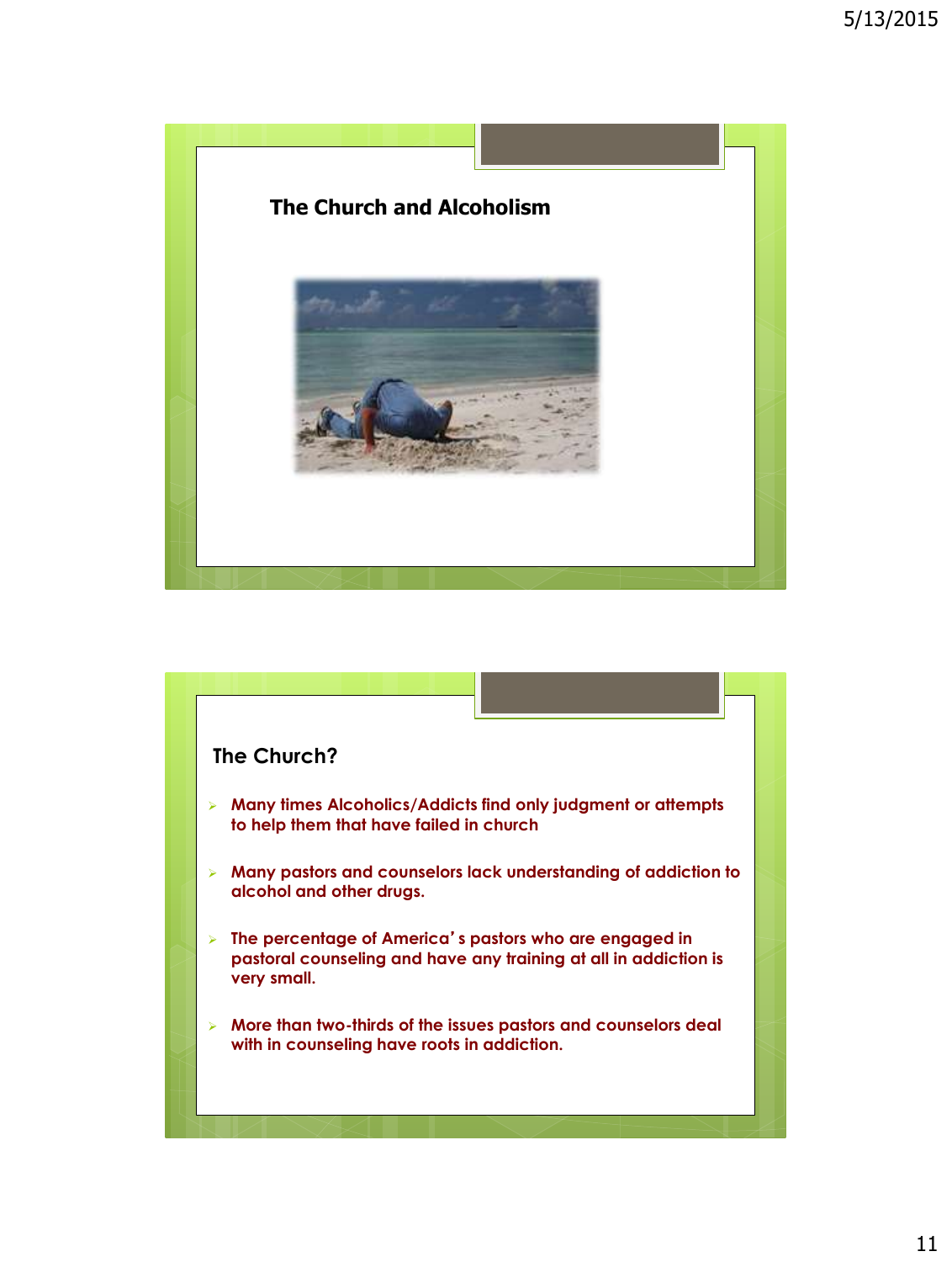## The Church and Alcoholism

## The Church?

- **Many times Alcoholics/Addicts find only judgment or attempts to help them that have failed in church**
- **Many pastors and counselors lack understanding of addiction to alcohol and other drugs.**
- **The percentage of America's pastors who are engaged in pastoral counseling and have any training at all in addiction is very small.**
- **More than two-thirds of the issues pastors and counselors deal with in counseling have roots in addiction.**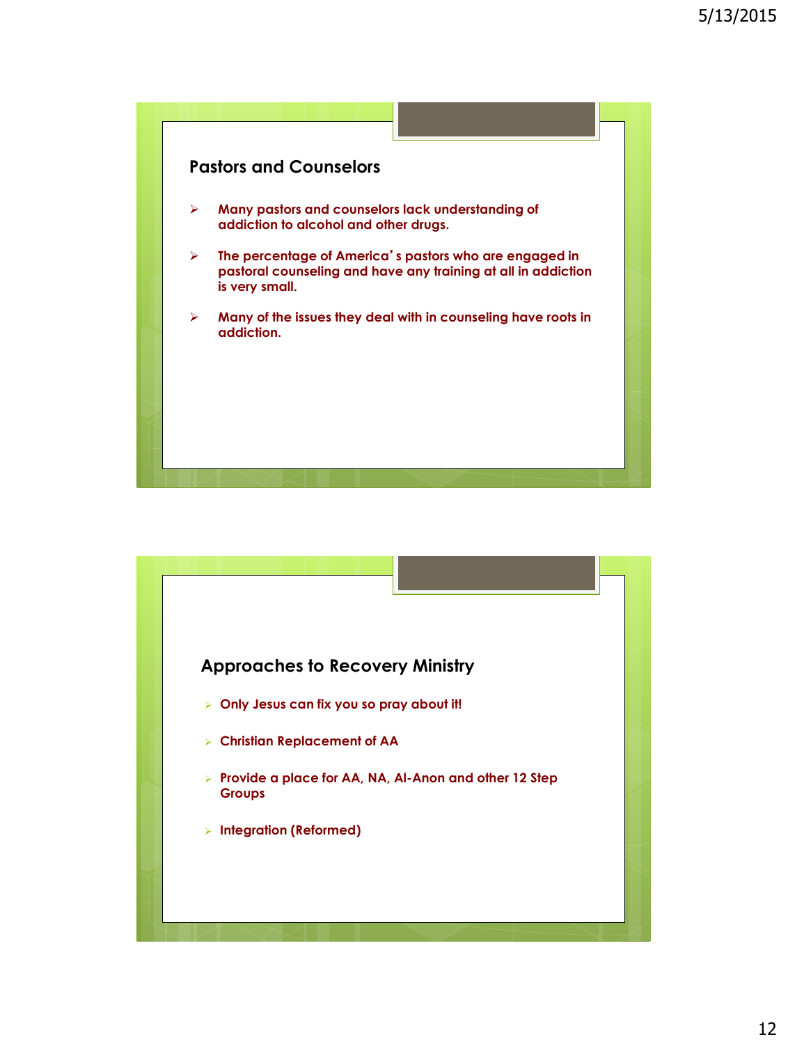## Pastors and Counselors

- Many pastors and counselors lack understanding of addiction to alcohol and other drugs.
- The percentage of America's pastors who are engaged in pastoral counseling and have any training at all in addiction is very small.
- Many of the issues they deal with in counseling have roots in addiction.

## Approaches to Recovery Ministry

- Only Jesus can fix you so pray about it!
- Christian Replacement of AA
- Provide a place for AA, NA, Al-Anon and other 12 Step Groups
- Integration (Reformed)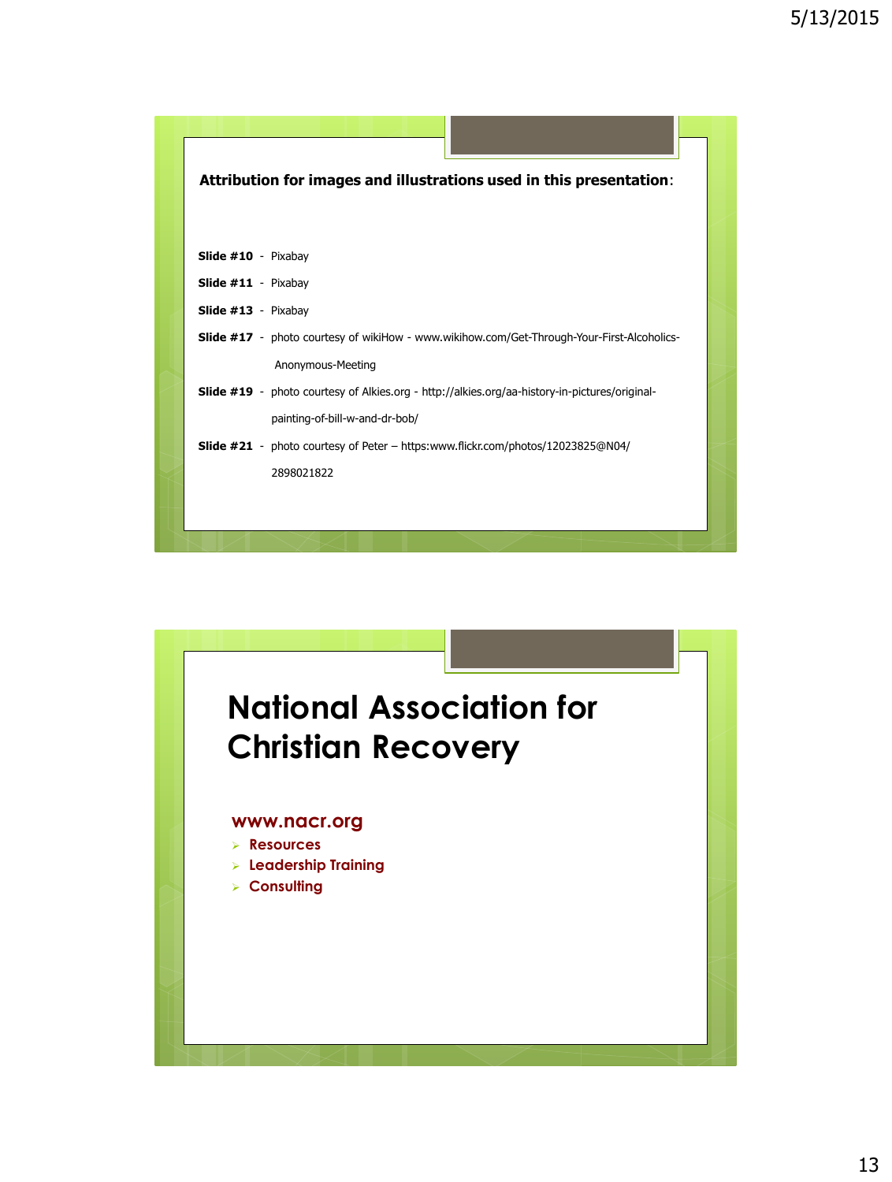**Attribution for images and illustrations used in this presentation**:

**Slide #10** - Pixabay

**Slide #11** - Pixabay

**Slide #13** - Pixabay

**Slide #17** - photo courtesy of wikiHow - www.wikihow.com/Get-Through-Your-First-Alcoholics-Anonymous-Meeting

**Slide #19** - photo courtesy of Alkies.org - http://alkies.org/aa-history-in-pictures/original-painting-of-bill-w-and-dr-bob/

**Slide #21** - photo courtesy of Peter – https:www.flickr.com/photos/12023825@N04/2898021822

# National Association for Christian Recovery

**www.nacr.org**

- **Resources**
- **Leadership Training**
- **Consulting**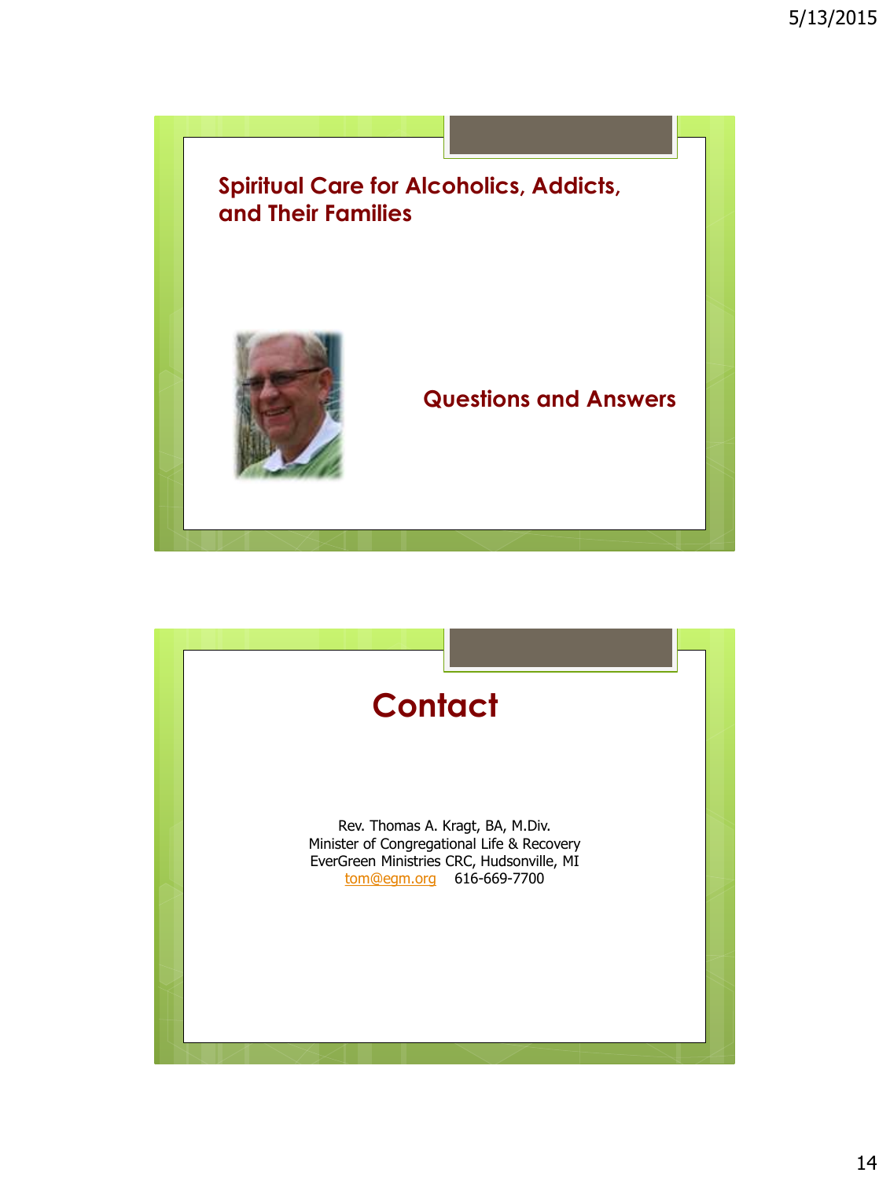## Spiritual Care for Alcoholics, Addicts, and Their Families

**Questions and Answers**

# Contact

Rev. Thomas A. Kragt, BA, M.Div.
Minister of Congregational Life & Recovery
EverGreen Ministries CRC, Hudsonville, MI
tom@egm.org 616-669-7700